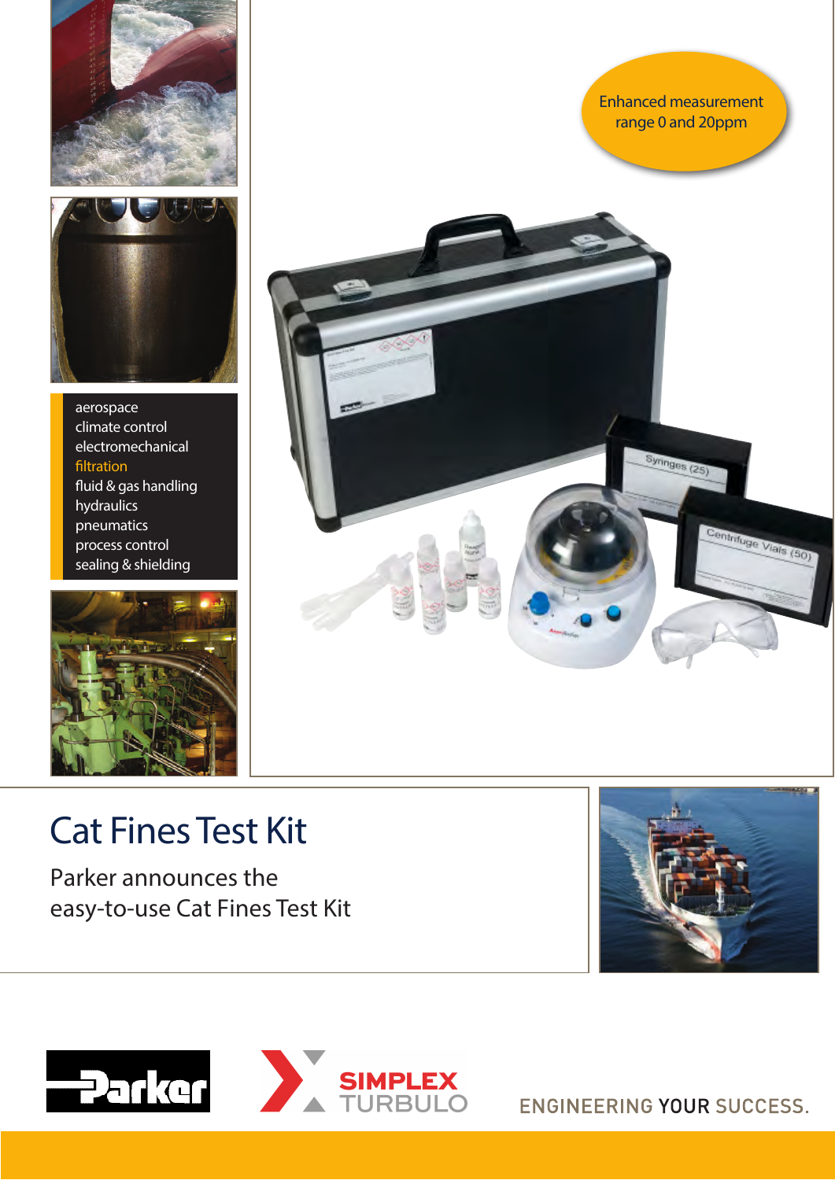Enhanced measurement range 0 and 20ppm

- aerospace
- climate control
- electromechanical
- filtration
- fluid & gas handling
- hydraulics
- pneumatics
- process control
- sealing & shielding

# Cat Fines Test Kit

Parker announces the easy-to-use Cat Fines Test Kit

ENGINEERING YOUR SUCCESS.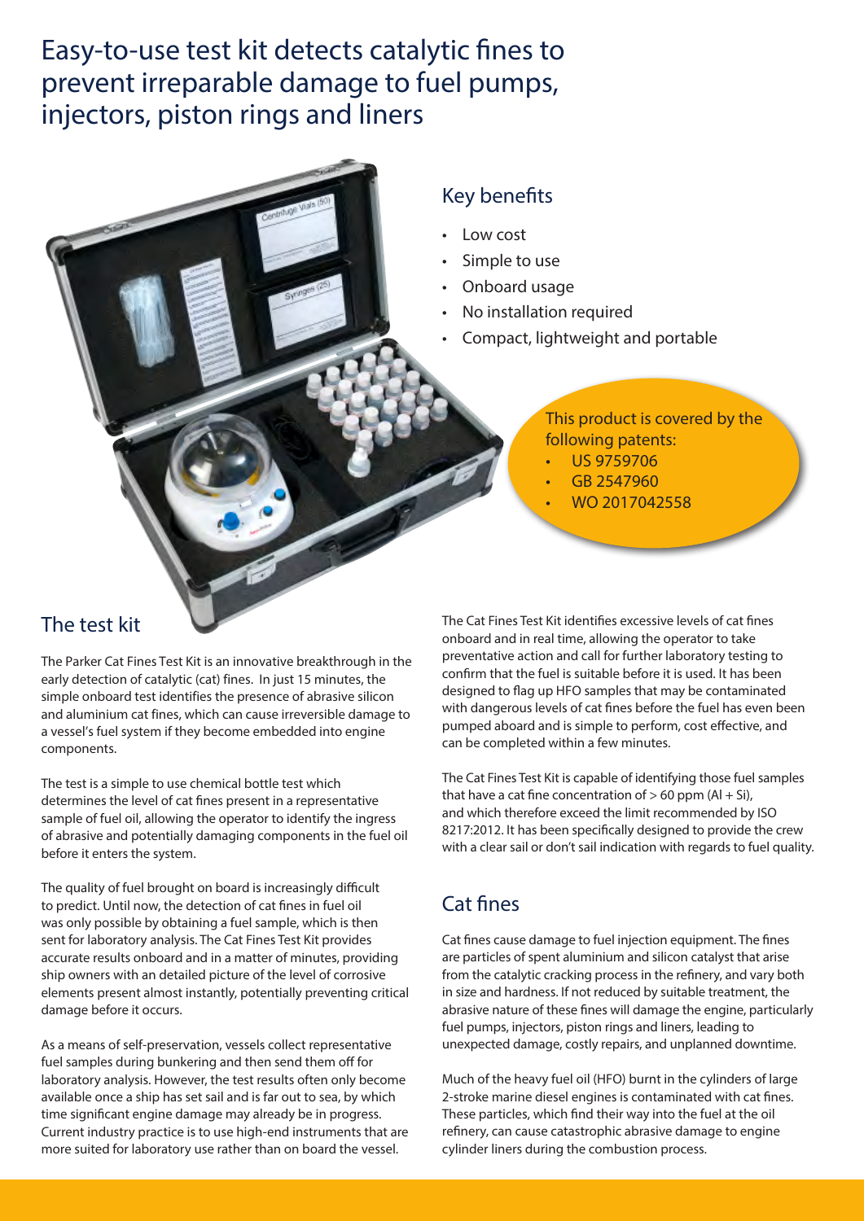# Easy-to-use test kit detects catalytic fines to prevent irreparable damage to fuel pumps, injectors, piston rings and liners

## Key benefits

- Low cost
- Simple to use
- Onboard usage
- No installation required
- Compact, lightweight and portable

This product is covered by the following patents:

- US 9759706
- GB 2547960
- WO 2017042558

## The test kit

The Parker Cat Fines Test Kit is an innovative breakthrough in the early detection of catalytic (cat) fines. In just 15 minutes, the simple onboard test identifies the presence of abrasive silicon and aluminium cat fines, which can cause irreversible damage to a vessel's fuel system if they become embedded into engine components.

The test is a simple to use chemical bottle test which determines the level of cat fines present in a representative sample of fuel oil, allowing the operator to identify the ingress of abrasive and potentially damaging components in the fuel oil before it enters the system.

The quality of fuel brought on board is increasingly difficult to predict. Until now, the detection of cat fines in fuel oil was only possible by obtaining a fuel sample, which is then sent for laboratory analysis. The Cat Fines Test Kit provides accurate results onboard and in a matter of minutes, providing ship owners with an detailed picture of the level of corrosive elements present almost instantly, potentially preventing critical damage before it occurs.

As a means of self-preservation, vessels collect representative fuel samples during bunkering and then send them off for laboratory analysis. However, the test results often only become available once a ship has set sail and is far out to sea, by which time significant engine damage may already be in progress. Current industry practice is to use high-end instruments that are more suited for laboratory use rather than on board the vessel.

The Cat Fines Test Kit identifies excessive levels of cat fines onboard and in real time, allowing the operator to take preventative action and call for further laboratory testing to confirm that the fuel is suitable before it is used. It has been designed to flag up HFO samples that may be contaminated with dangerous levels of cat fines before the fuel has even been pumped aboard and is simple to perform, cost effective, and can be completed within a few minutes.

The Cat Fines Test Kit is capable of identifying those fuel samples that have a cat fine concentration of > 60 ppm (Al + Si), and which therefore exceed the limit recommended by ISO 8217:2012. It has been specifically designed to provide the crew with a clear sail or don't sail indication with regards to fuel quality.

## Cat fines

Cat fines cause damage to fuel injection equipment. The fines are particles of spent aluminium and silicon catalyst that arise from the catalytic cracking process in the refinery, and vary both in size and hardness. If not reduced by suitable treatment, the abrasive nature of these fines will damage the engine, particularly fuel pumps, injectors, piston rings and liners, leading to unexpected damage, costly repairs, and unplanned downtime.

Much of the heavy fuel oil (HFO) burnt in the cylinders of large 2-stroke marine diesel engines is contaminated with cat fines. These particles, which find their way into the fuel at the oil refinery, can cause catastrophic abrasive damage to engine cylinder liners during the combustion process.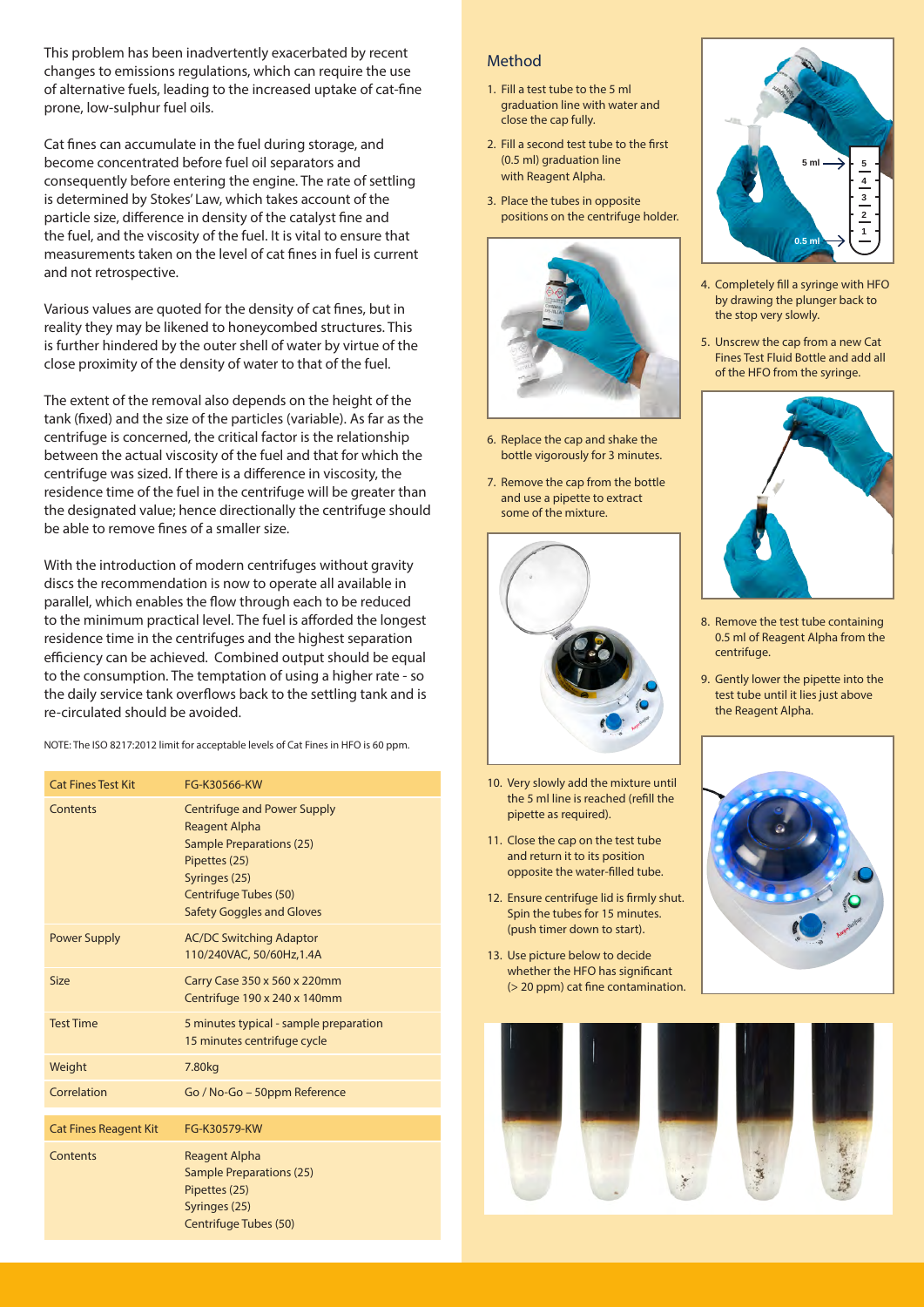This problem has been inadvertently exacerbated by recent changes to emissions regulations, which can require the use of alternative fuels, leading to the increased uptake of cat-fine prone, low-sulphur fuel oils.

Cat fines can accumulate in the fuel during storage, and become concentrated before fuel oil separators and consequently before entering the engine. The rate of settling is determined by Stokes' Law, which takes account of the particle size, difference in density of the catalyst fine and the fuel, and the viscosity of the fuel. It is vital to ensure that measurements taken on the level of cat fines in fuel is current and not retrospective.

Various values are quoted for the density of cat fines, but in reality they may be likened to honeycombed structures. This is further hindered by the outer shell of water by virtue of the close proximity of the density of water to that of the fuel.

The extent of the removal also depends on the height of the tank (fixed) and the size of the particles (variable). As far as the centrifuge is concerned, the critical factor is the relationship between the actual viscosity of the fuel and that for which the centrifuge was sized. If there is a difference in viscosity, the residence time of the fuel in the centrifuge will be greater than the designated value; hence directionally the centrifuge should be able to remove fines of a smaller size.

With the introduction of modern centrifuges without gravity discs the recommendation is now to operate all available in parallel, which enables the flow through each to be reduced to the minimum practical level. The fuel is afforded the longest residence time in the centrifuges and the highest separation efficiency can be achieved. Combined output should be equal to the consumption. The temptation of using a higher rate - so the daily service tank overflows back to the settling tank and is re-circulated should be avoided.

NOTE: The ISO 8217:2012 limit for acceptable levels of Cat Fines in HFO is 60 ppm.

| Cat Fines Test Kit | FG-K30566-KW |
|---|---|
| Contents | Centrifuge and Power Supply<br>Reagent Alpha<br>Sample Preparations (25)<br>Pipettes (25)<br>Syringes (25)<br>Centrifuge Tubes (50)<br>Safety Goggles and Gloves |
| Power Supply | AC/DC Switching Adaptor<br>110/240VAC, 50/60Hz,1.4A |
| Size | Carry Case 350 x 560 x 220mm<br>Centrifuge 190 x 240 x 140mm |
| Test Time | 5 minutes typical - sample preparation<br>15 minutes centrifuge cycle |
| Weight | 7.80kg |
| Correlation | Go / No-Go – 50ppm Reference |

| Cat Fines Reagent Kit | FG-K30579-KW |
|---|---|
| Contents | Reagent Alpha<br>Sample Preparations (25)<br>Pipettes (25)<br>Syringes (25)<br>Centrifuge Tubes (50) |

## Method

1. Fill a test tube to the 5 ml graduation line with water and close the cap fully.
2. Fill a second test tube to the first (0.5 ml) graduation line with Reagent Alpha.
3. Place the tubes in opposite positions on the centrifuge holder.
4. Completely fill a syringe with HFO by drawing the plunger back to the stop very slowly.
5. Unscrew the cap from a new Cat Fines Test Fluid Bottle and add all of the HFO from the syringe.
6. Replace the cap and shake the bottle vigorously for 3 minutes.
7. Remove the cap from the bottle and use a pipette to extract some of the mixture.
8. Remove the test tube containing 0.5 ml of Reagent Alpha from the centrifuge.
9. Gently lower the pipette into the test tube until it lies just above the Reagent Alpha.
10. Very slowly add the mixture until the 5 ml line is reached (refill the pipette as required).
11. Close the cap on the test tube and return it to its position opposite the water-filled tube.
12. Ensure centrifuge lid is firmly shut. Spin the tubes for 15 minutes. (push timer down to start).
13. Use picture below to decide whether the HFO has significant (> 20 ppm) cat fine contamination.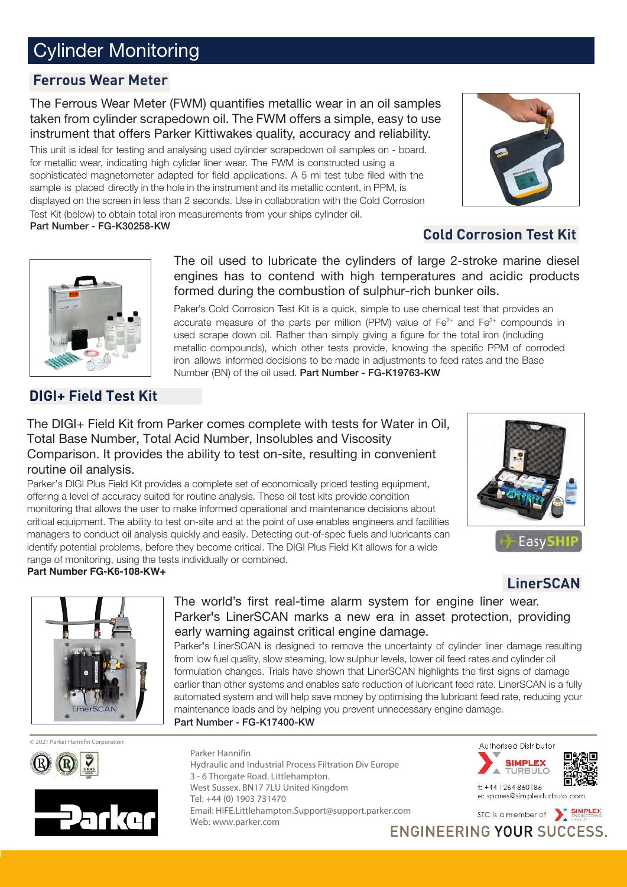# Cylinder Monitoring

## Ferrous Wear Meter

The Ferrous Wear Meter (FWM) quantifies metallic wear in an oil samples taken from cylinder scrapedown oil. The FWM offers a simple, easy to use instrument that offers Parker Kittiwakes quality, accuracy and reliability.

This unit is ideal for testing and analysing used cylinder scrapedown oil samples on - board. for metallic wear, indicating high cylider liner wear. The FWM is constructed using a sophisticated magnetometer adapted for field applications. A 5 ml test tube filed with the sample is placed directly in the hole in the instrument and its metallic content, in PPM, is displayed on the screen in less than 2 seconds. Use in collaboration with the Cold Corrosion Test Kit (below) to obtain total iron measurements from your ships cylinder oil.

**Part Number - FG-K30258-KW**

## Cold Corrosion Test Kit

The oil used to lubricate the cylinders of large 2-stroke marine diesel engines has to contend with high temperatures and acidic products formed during the combustion of sulphur-rich bunker oils.

Paker's Cold Corrosion Test Kit is a quick, simple to use chemical test that provides an accurate measure of the parts per million (PPM) value of $Fe^{2+}$ and $Fe^{3+}$ compounds in used scrape down oil. Rather than simply giving a figure for the total iron (including metallic compounds), which other tests provide, knowing the specific PPM of corroded iron allows informed decisions to be made in adjustments to feed rates and the Base Number (BN) of the oil used. **Part Number - FG-K19763-KW**

## DIGI+ Field Test Kit

The DIGI+ Field Kit from Parker comes complete with tests for Water in Oil, Total Base Number, Total Acid Number, Insolubles and Viscosity Comparison. It provides the ability to test on-site, resulting in convenient routine oil analysis.

Parker's DIGI Plus Field Kit provides a complete set of economically priced testing equipment, offering a level of accuracy suited for routine analysis. These oil test kits provide condition monitoring that allows the user to make informed operational and maintenance decisions about critical equipment. The ability to test on-site and at the point of use enables engineers and facilities managers to conduct oil analysis quickly and easily. Detecting out-of-spec fuels and lubricants can identify potential problems, before they become critical. The DIGI Plus Field Kit allows for a wide range of monitoring, using the tests individually or combined.

**Part Number FG-K6-108-KW+**

EasySHIP

## LinerSCAN

The world's first real-time alarm system for engine liner wear. Parker's LinerSCAN marks a new era in asset protection, providing early warning against critical engine damage.

Parker's LinerSCAN is designed to remove the uncertainty of cylinder liner damage resulting from low fuel quality, slow steaming, low sulphur levels, lower oil feed rates and cylinder oil formulation changes. Trials have shown that LinerSCAN highlights the first signs of damage earlier than other systems and enables safe reduction of lubricant feed rate. LinerSCAN is a fully automated system and will help save money by optimising the lubricant feed rate, reducing your maintenance loads and by helping you prevent unnecessary engine damage.

**Part Number - FG-K17400-KW**

© 2021 Parker Hannifin Corporation

Parker Hannifin
Hydraulic and Industrial Process Filtration Div Europe
3 - 6 Thorgate Road. Littlehampton.
West Sussex. BN17 7LU United Kingdom
Tel: +44 (0) 1903 731470
Email: HIFE.Littlehampton.Support@support.parker.com
Web: www.parker.com

Authorised Distributor
SIMPLEX TURBULO
t: +44 1264 860186
e: spares@simplexturbulo.com
STC is a member of SIMPLEX ENGINEERING GROUP

ENGINEERING YOUR SUCCESS.